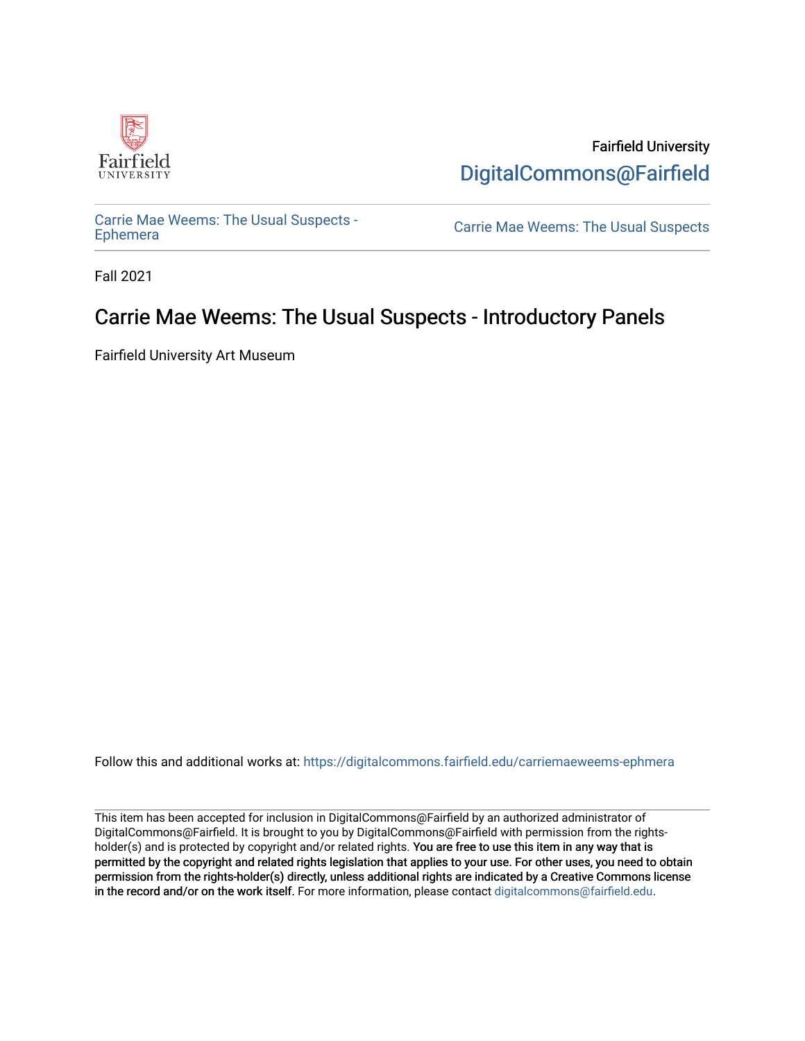Fairfield University

DigitalCommons@Fairfield

Carrie Mae Weems: The Usual Suspects - Ephemera

Carrie Mae Weems: The Usual Suspects

Fall 2021

# Carrie Mae Weems: The Usual Suspects - Introductory Panels

Fairfield University Art Museum

Follow this and additional works at: https://digitalcommons.fairfield.edu/carriemaeweems-ephmera

This item has been accepted for inclusion in DigitalCommons@Fairfield by an authorized administrator of DigitalCommons@Fairfield. It is brought to you by DigitalCommons@Fairfield with permission from the rights-holder(s) and is protected by copyright and/or related rights. **You are free to use this item in any way that is permitted by the copyright and related rights legislation that applies to your use. For other uses, you need to obtain permission from the rights-holder(s) directly, unless additional rights are indicated by a Creative Commons license in the record and/or on the work itself.** For more information, please contact digitalcommons@fairfield.edu.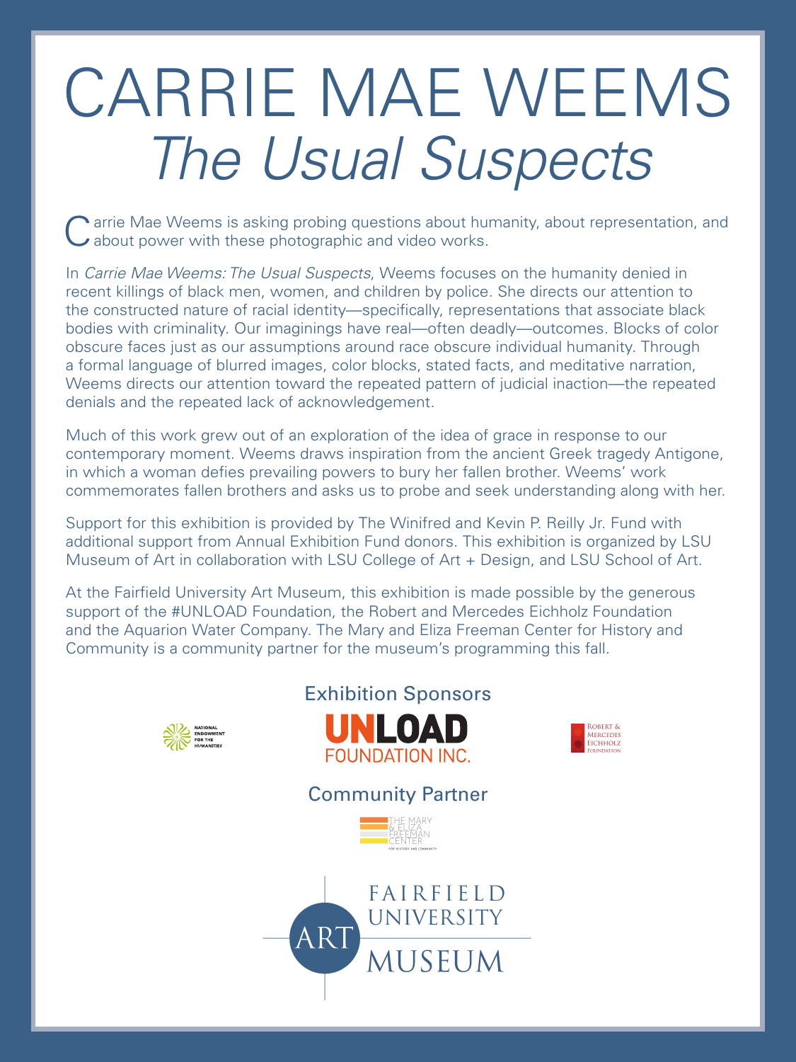# CARRIE MAE WEEMS
## *The Usual Suspects*

Carrie Mae Weems is asking probing questions about humanity, about representation, and about power with these photographic and video works.

In *Carrie Mae Weems: The Usual Suspects*, Weems focuses on the humanity denied in recent killings of black men, women, and children by police. She directs our attention to the constructed nature of racial identity—specifically, representations that associate black bodies with criminality. Our imaginings have real—often deadly—outcomes. Blocks of color obscure faces just as our assumptions around race obscure individual humanity. Through a formal language of blurred images, color blocks, stated facts, and meditative narration, Weems directs our attention toward the repeated pattern of judicial inaction—the repeated denials and the repeated lack of acknowledgement.

Much of this work grew out of an exploration of the idea of grace in response to our contemporary moment. Weems draws inspiration from the ancient Greek tragedy Antigone, in which a woman defies prevailing powers to bury her fallen brother. Weems' work commemorates fallen brothers and asks us to probe and seek understanding along with her.

Support for this exhibition is provided by The Winifred and Kevin P. Reilly Jr. Fund with additional support from Annual Exhibition Fund donors. This exhibition is organized by LSU Museum of Art in collaboration with LSU College of Art + Design, and LSU School of Art.

At the Fairfield University Art Museum, this exhibition is made possible by the generous support of the #UNLOAD Foundation, the Robert and Mercedes Eichholz Foundation and the Aquarion Water Company. The Mary and Eliza Freeman Center for History and Community is a community partner for the museum's programming this fall.

### Exhibition Sponsors

National Endowment for the Humanities

UNLOAD FOUNDATION INC.

Robert & Mercedes Eichholz Foundation

### Community Partner

The Mary & Eliza Freeman Center for History and Community

FAIRFIELD UNIVERSITY ART MUSEUM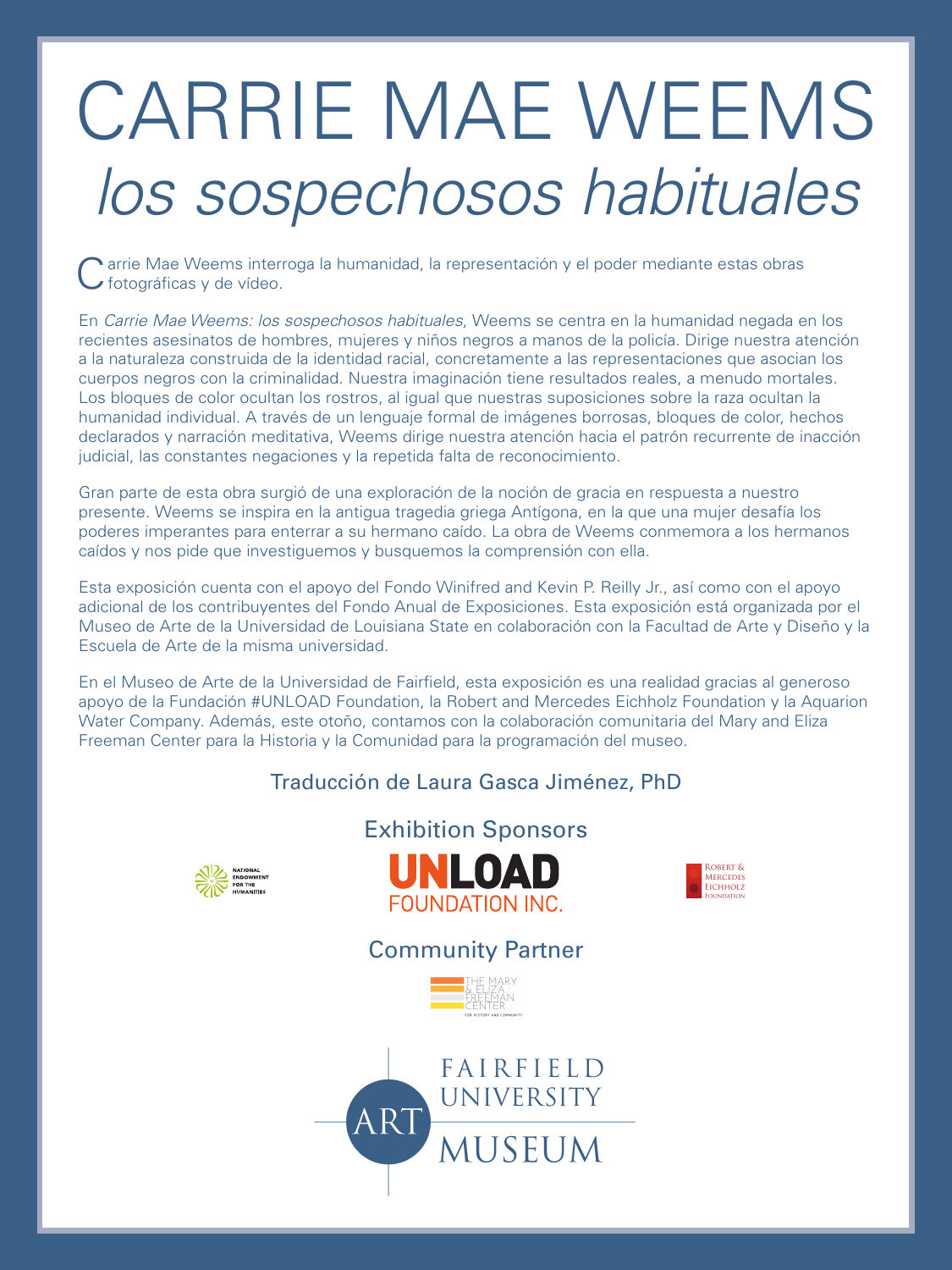# CARRIE MAE WEEMS

## *los sospechosos habituales*

Carrie Mae Weems interroga la humanidad, la representación y el poder mediante estas obras fotográficas y de vídeo.

En *Carrie Mae Weems: los sospechosos habituales*, Weems se centra en la humanidad negada en los recientes asesinatos de hombres, mujeres y niños negros a manos de la policía. Dirige nuestra atención a la naturaleza construida de la identidad racial, concretamente a las representaciones que asocian los cuerpos negros con la criminalidad. Nuestra imaginación tiene resultados reales, a menudo mortales. Los bloques de color ocultan los rostros, al igual que nuestras suposiciones sobre la raza ocultan la humanidad individual. A través de un lenguaje formal de imágenes borrosas, bloques de color, hechos declarados y narración meditativa, Weems dirige nuestra atención hacia el patrón recurrente de inacción judicial, las constantes negaciones y la repetida falta de reconocimiento.

Gran parte de esta obra surgió de una exploración de la noción de gracia en respuesta a nuestro presente. Weems se inspira en la antigua tragedia griega Antígona, en la que una mujer desafía los poderes imperantes para enterrar a su hermano caído. La obra de Weems conmemora a los hermanos caídos y nos pide que investiguemos y busquemos la comprensión con ella.

Esta exposición cuenta con el apoyo del Fondo Winifred and Kevin P. Reilly Jr., así como con el apoyo adicional de los contribuyentes del Fondo Anual de Exposiciones. Esta exposición está organizada por el Museo de Arte de la Universidad de Louisiana State en colaboración con la Facultad de Arte y Diseño y la Escuela de Arte de la misma universidad.

En el Museo de Arte de la Universidad de Fairfield, esta exposición es una realidad gracias al generoso apoyo de la Fundación #UNLOAD Foundation, la Robert and Mercedes Eichholz Foundation y la Aquarion Water Company. Además, este otoño, contamos con la colaboración comunitaria del Mary and Eliza Freeman Center para la Historia y la Comunidad para la programación del museo.

Traducción de Laura Gasca Jiménez, PhD

### Exhibition Sponsors

NATIONAL ENDOWMENT FOR THE HUMANITIES

UNLOAD FOUNDATION INC.

ROBERT & MERCEDES EICHHOLZ FOUNDATION

### Community Partner

THE MARY & ELIZA FREEMAN CENTER FOR HISTORY AND COMMUNITY

FAIRFIELD UNIVERSITY ART MUSEUM